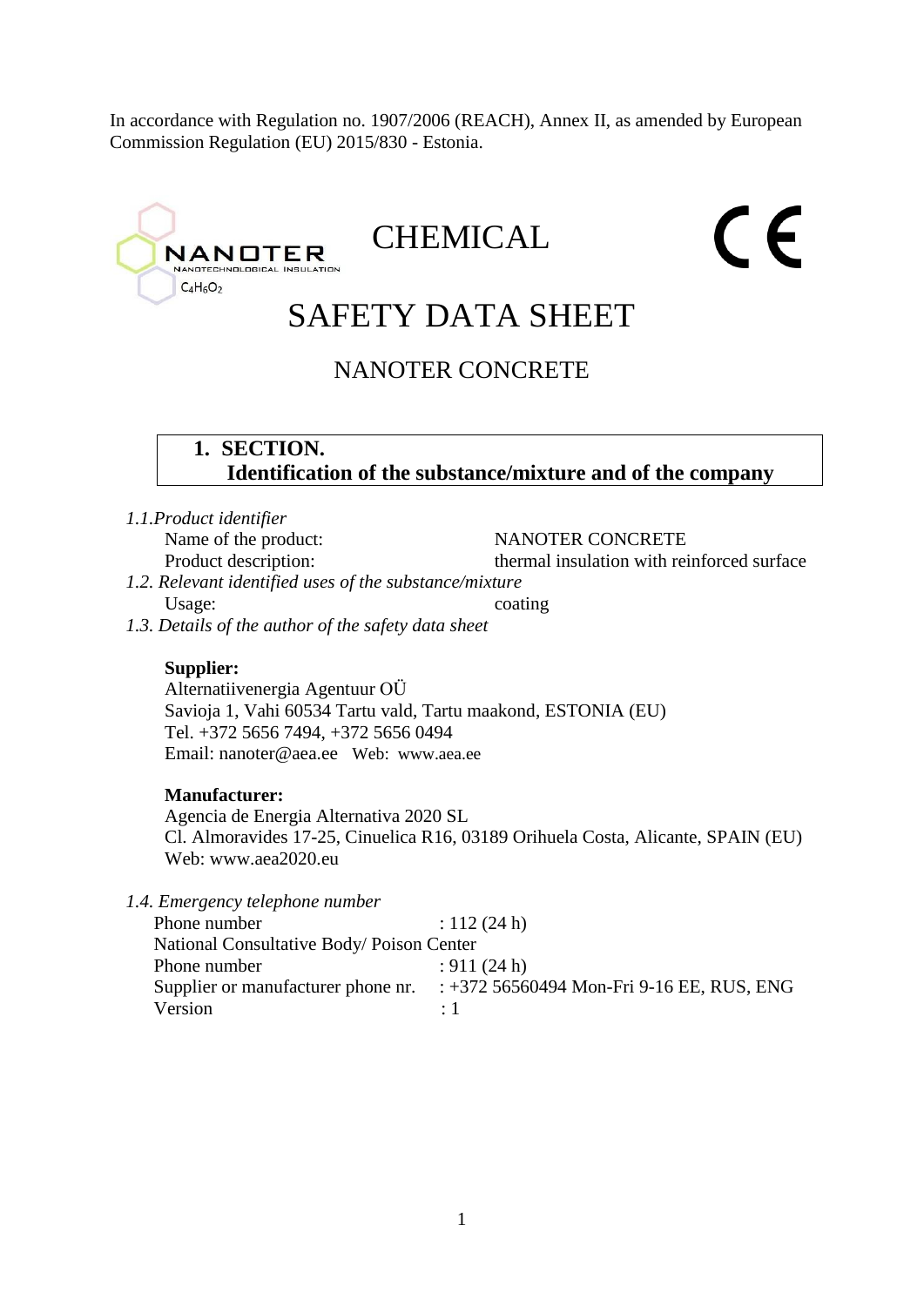In accordance with Regulation no. 1907/2006 (REACH), Annex II, as amended by European Commission Regulation (EU) 2015/830 - Estonia.

NANOTER
NANOTECHNOLOGICAL INSULATION
$C_4H_6O_2$

CHEMICAL

CE

# SAFETY DATA SHEET

## NANOTER CONCRETE

## 1. SECTION. Identification of the substance/mixture and of the company

*1.1.Product identifier*

Name of the product: NANOTER CONCRETE
Product description: thermal insulation with reinforced surface

*1.2. Relevant identified uses of the substance/mixture*

Usage: coating

*1.3. Details of the author of the safety data sheet*

**Supplier:**
Alternatiivenergia Agentuur OÜ
Savioja 1, Vahi 60534 Tartu vald, Tartu maakond, ESTONIA (EU)
Tel. +372 5656 7494, +372 5656 0494
Email: nanoter@aea.ee Web: www.aea.ee

**Manufacturer:**
Agencia de Energia Alternativa 2020 SL
Cl. Almoravides 17-25, Cinuelica R16, 03189 Orihuela Costa, Alicante, SPAIN (EU)
Web: www.aea2020.eu

*1.4. Emergency telephone number*

Phone number : 112 (24 h)
National Consultative Body/ Poison Center
Phone number : 911 (24 h)
Supplier or manufacturer phone nr. : +372 56560494 Mon-Fri 9-16 EE, RUS, ENG
Version : 1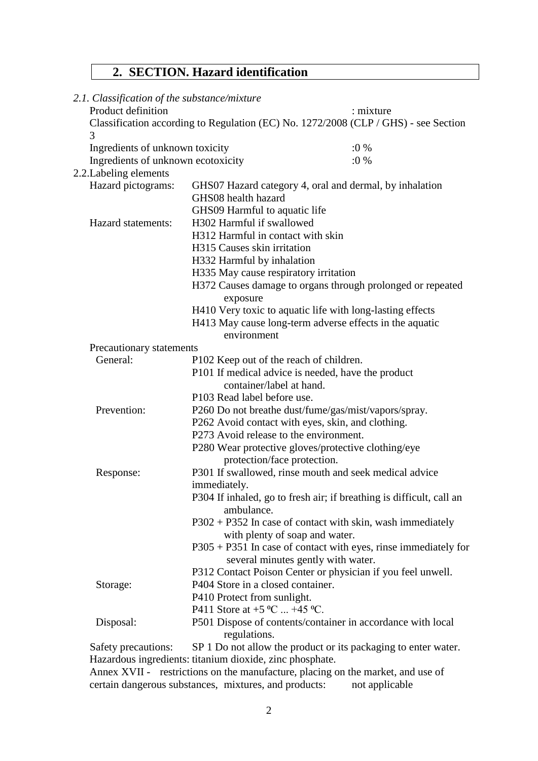## 2. SECTION. Hazard identification

*2.1. Classification of the substance/mixture*

Product definition : mixture

Classification according to Regulation (EC) No. 1272/2008 (CLP / GHS) - see Section 3

Ingredients of unknown toxicity :0 %

Ingredients of unknown ecotoxicity :0 %

2.2.Labeling elements

| | |
|---|---|
| Hazard pictograms: | GHS07 Hazard category 4, oral and dermal, by inhalation<br>GHS08 health hazard<br>GHS09 Harmful to aquatic life |
| Hazard statements: | H302 Harmful if swallowed<br>H312 Harmful in contact with skin<br>H315 Causes skin irritation<br>H332 Harmful by inhalation<br>H335 May cause respiratory irritation<br>H372 Causes damage to organs through prolonged or repeated exposure<br>H410 Very toxic to aquatic life with long-lasting effects<br>H413 May cause long-term adverse effects in the aquatic environment |

Precautionary statements

| | |
|---|---|
| General: | P102 Keep out of the reach of children.<br>P101 If medical advice is needed, have the product container/label at hand.<br>P103 Read label before use. |
| Prevention: | P260 Do not breathe dust/fume/gas/mist/vapors/spray.<br>P262 Avoid contact with eyes, skin, and clothing.<br>P273 Avoid release to the environment.<br>P280 Wear protective gloves/protective clothing/eye protection/face protection. |
| Response: | P301 If swallowed, rinse mouth and seek medical advice immediately.<br>P304 If inhaled, go to fresh air; if breathing is difficult, call an ambulance.<br>P302 + P352 In case of contact with skin, wash immediately with plenty of soap and water.<br>P305 + P351 In case of contact with eyes, rinse immediately for several minutes gently with water.<br>P312 Contact Poison Center or physician if you feel unwell. |
| Storage: | P404 Store in a closed container.<br>P410 Protect from sunlight.<br>P411 Store at +5 ºC ... +45 ºC. |
| Disposal: | P501 Dispose of contents/container in accordance with local regulations. |

Safety precautions: SP 1 Do not allow the product or its packaging to enter water.

Hazardous ingredients: titanium dioxide, zinc phosphate.

Annex XVII - restrictions on the manufacture, placing on the market, and use of certain dangerous substances, mixtures, and products: not applicable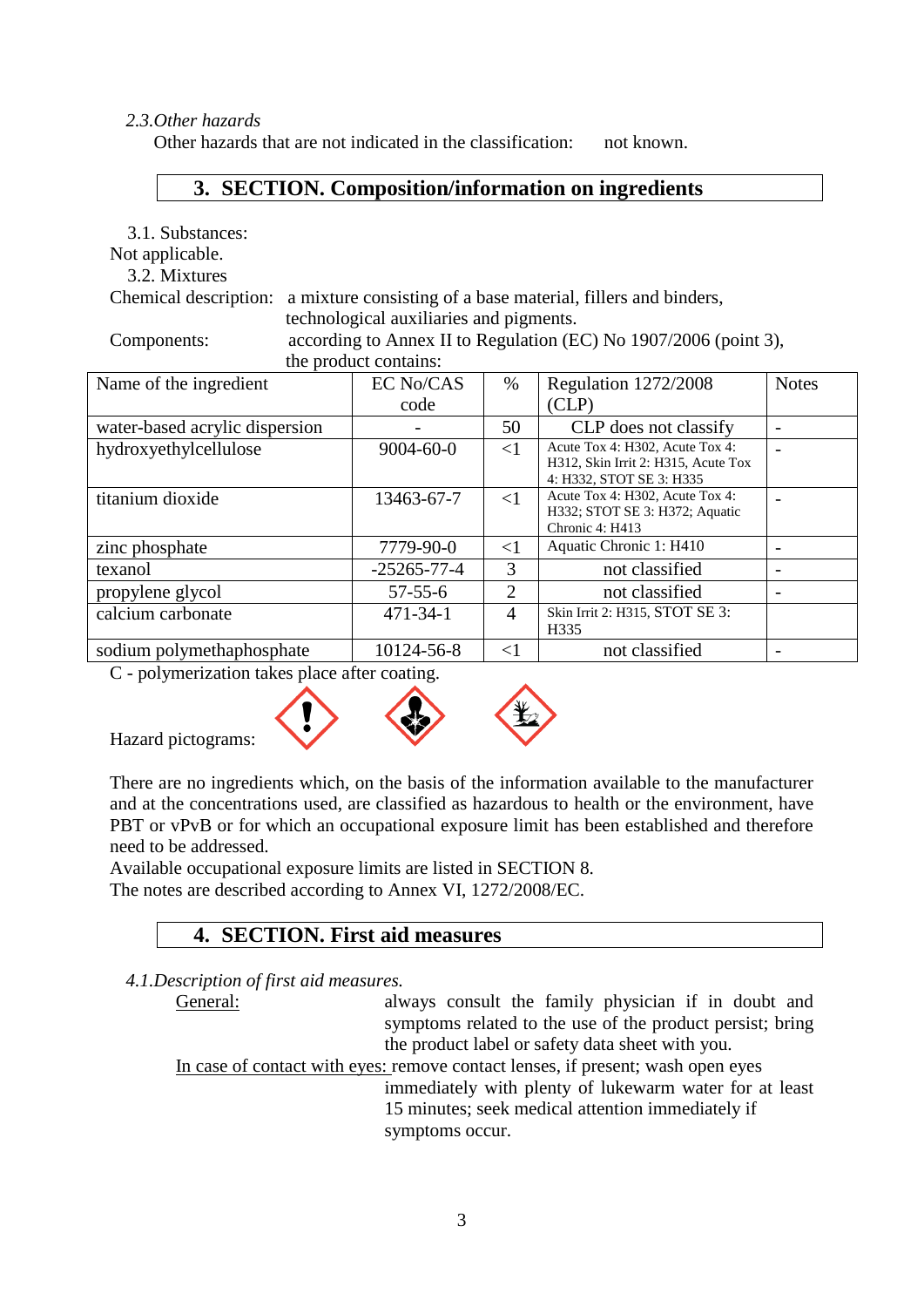*2.3.Other hazards*

Other hazards that are not indicated in the classification: not known.

## 3. SECTION. Composition/information on ingredients

3.1. Substances:

Not applicable.

3.2. Mixtures

Chemical description: a mixture consisting of a base material, fillers and binders, technological auxiliaries and pigments.

Components: according to Annex II to Regulation (EC) No 1907/2006 (point 3), the product contains:

| Name of the ingredient | EC No/CAS code | % | Regulation 1272/2008 (CLP) | Notes |
|---|---|---|---|---|
| water-based acrylic dispersion | - | 50 | CLP does not classify | - |
| hydroxyethylcellulose | 9004-60-0 | <1 | Acute Tox 4: H302, Acute Tox 4: H312, Skin Irrit 2: H315, Acute Tox 4: H332, STOT SE 3: H335 | - |
| titanium dioxide | 13463-67-7 | <1 | Acute Tox 4: H302, Acute Tox 4: H332; STOT SE 3: H372; Aquatic Chronic 4: H413 | - |
| zinc phosphate | 7779-90-0 | <1 | Aquatic Chronic 1: H410 | - |
| texanol | -25265-77-4 | 3 | not classified | - |
| propylene glycol | 57-55-6 | 2 | not classified | - |
| calcium carbonate | 471-34-1 | 4 | Skin Irrit 2: H315, STOT SE 3: H335 | |
| sodium polymethaphosphate | 10124-56-8 | <1 | not classified | - |

C - polymerization takes place after coating.

Hazard pictograms:

There are no ingredients which, on the basis of the information available to the manufacturer and at the concentrations used, are classified as hazardous to health or the environment, have PBT or vPvB or for which an occupational exposure limit has been established and therefore need to be addressed.

Available occupational exposure limits are listed in SECTION 8.

The notes are described according to Annex VI, 1272/2008/EC.

## 4. SECTION. First aid measures

*4.1.Description of first aid measures.*

General: always consult the family physician if in doubt and symptoms related to the use of the product persist; bring the product label or safety data sheet with you.

In case of contact with eyes: remove contact lenses, if present; wash open eyes immediately with plenty of lukewarm water for at least 15 minutes; seek medical attention immediately if symptoms occur.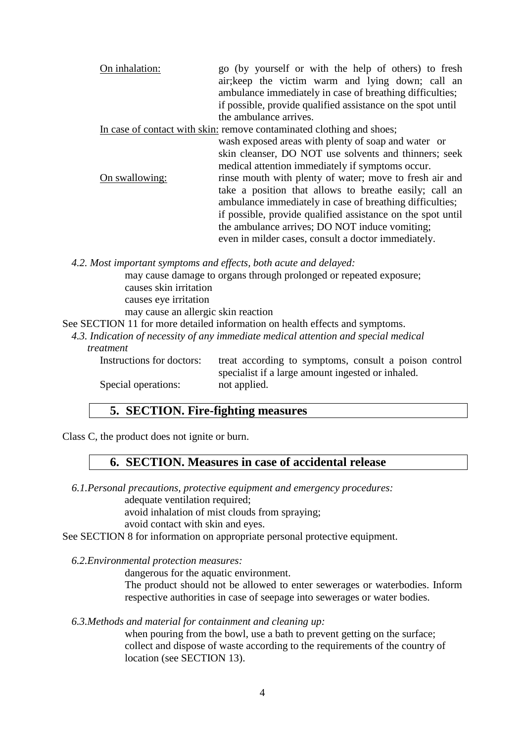<u>On inhalation:</u> go (by yourself or with the help of others) to fresh air;keep the victim warm and lying down; call an ambulance immediately in case of breathing difficulties; if possible, provide qualified assistance on the spot until the ambulance arrives.

<u>In case of contact with skin:</u> remove contaminated clothing and shoes; wash exposed areas with plenty of soap and water or skin cleanser, DO NOT use solvents and thinners; seek medical attention immediately if symptoms occur.

<u>On swallowing:</u> rinse mouth with plenty of water; move to fresh air and take a position that allows to breathe easily; call an ambulance immediately in case of breathing difficulties; if possible, provide qualified assistance on the spot until the ambulance arrives; DO NOT induce vomiting; even in milder cases, consult a doctor immediately.

*4.2. Most important symptoms and effects, both acute and delayed:*

may cause damage to organs through prolonged or repeated exposure;
causes skin irritation
causes eye irritation
may cause an allergic skin reaction

See SECTION 11 for more detailed information on health effects and symptoms.

*4.3. Indication of necessity of any immediate medical attention and special medical treatment*

Instructions for doctors: treat according to symptoms, consult a poison control specialist if a large amount ingested or inhaled.

Special operations: not applied.

## 5. SECTION. Fire-fighting measures

Class C, the product does not ignite or burn.

## 6. SECTION. Measures in case of accidental release

*6.1.Personal precautions, protective equipment and emergency procedures:*

adequate ventilation required;
avoid inhalation of mist clouds from spraying;
avoid contact with skin and eyes.

See SECTION 8 for information on appropriate personal protective equipment.

*6.2.Environmental protection measures:*

dangerous for the aquatic environment.
The product should not be allowed to enter sewerages or waterbodies. Inform respective authorities in case of seepage into sewerages or water bodies.

*6.3.Methods and material for containment and cleaning up:*

when pouring from the bowl, use a bath to prevent getting on the surface;
collect and dispose of waste according to the requirements of the country of location (see SECTION 13).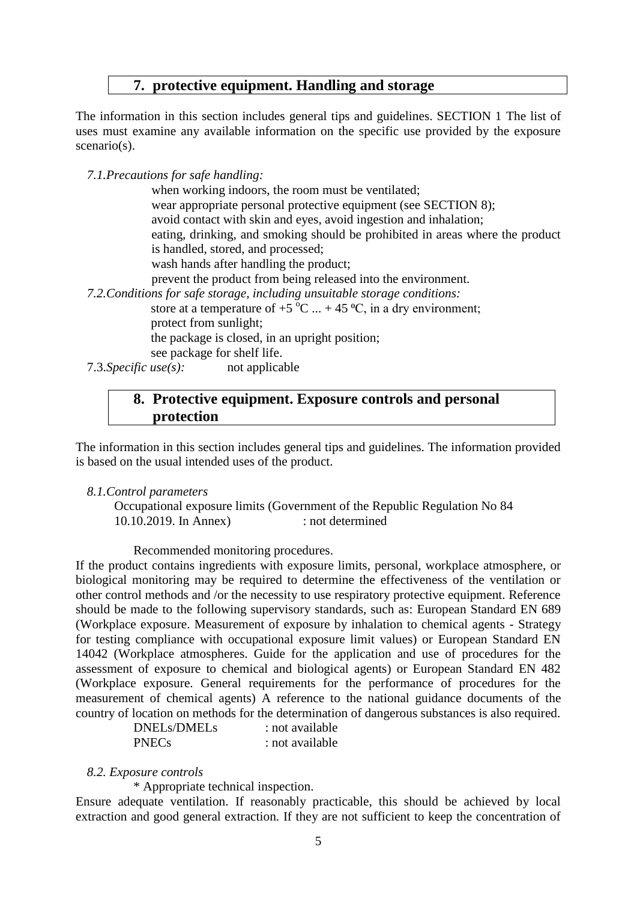## 7. protective equipment. Handling and storage

The information in this section includes general tips and guidelines. SECTION 1 The list of uses must examine any available information on the specific use provided by the exposure scenario(s).

*7.1.Precautions for safe handling:*

when working indoors, the room must be ventilated;
wear appropriate personal protective equipment (see SECTION 8);
avoid contact with skin and eyes, avoid ingestion and inhalation;
eating, drinking, and smoking should be prohibited in areas where the product is handled, stored, and processed;
wash hands after handling the product;
prevent the product from being released into the environment.

*7.2.Conditions for safe storage, including unsuitable storage conditions:*

store at a temperature of +5 $^{o}$C ... + 45 ºC, in a dry environment;
protect from sunlight;
the package is closed, in an upright position;
see package for shelf life.

7.3.*Specific use(s):* not applicable

## 8. Protective equipment. Exposure controls and personal protection

The information in this section includes general tips and guidelines. The information provided is based on the usual intended uses of the product.

*8.1.Control parameters*

Occupational exposure limits (Government of the Republic Regulation No 84 10.10.2019. In Annex) : not determined

Recommended monitoring procedures.

If the product contains ingredients with exposure limits, personal, workplace atmosphere, or biological monitoring may be required to determine the effectiveness of the ventilation or other control methods and /or the necessity to use respiratory protective equipment. Reference should be made to the following supervisory standards, such as: European Standard EN 689 (Workplace exposure. Measurement of exposure by inhalation to chemical agents - Strategy for testing compliance with occupational exposure limit values) or European Standard EN 14042 (Workplace atmospheres. Guide for the application and use of procedures for the assessment of exposure to chemical and biological agents) or European Standard EN 482 (Workplace exposure. General requirements for the performance of procedures for the measurement of chemical agents) A reference to the national guidance documents of the country of location on methods for the determination of dangerous substances is also required.

DNELs/DMELs : not available
PNECs : not available

*8.2. Exposure controls*

* Appropriate technical inspection.

Ensure adequate ventilation. If reasonably practicable, this should be achieved by local extraction and good general extraction. If they are not sufficient to keep the concentration of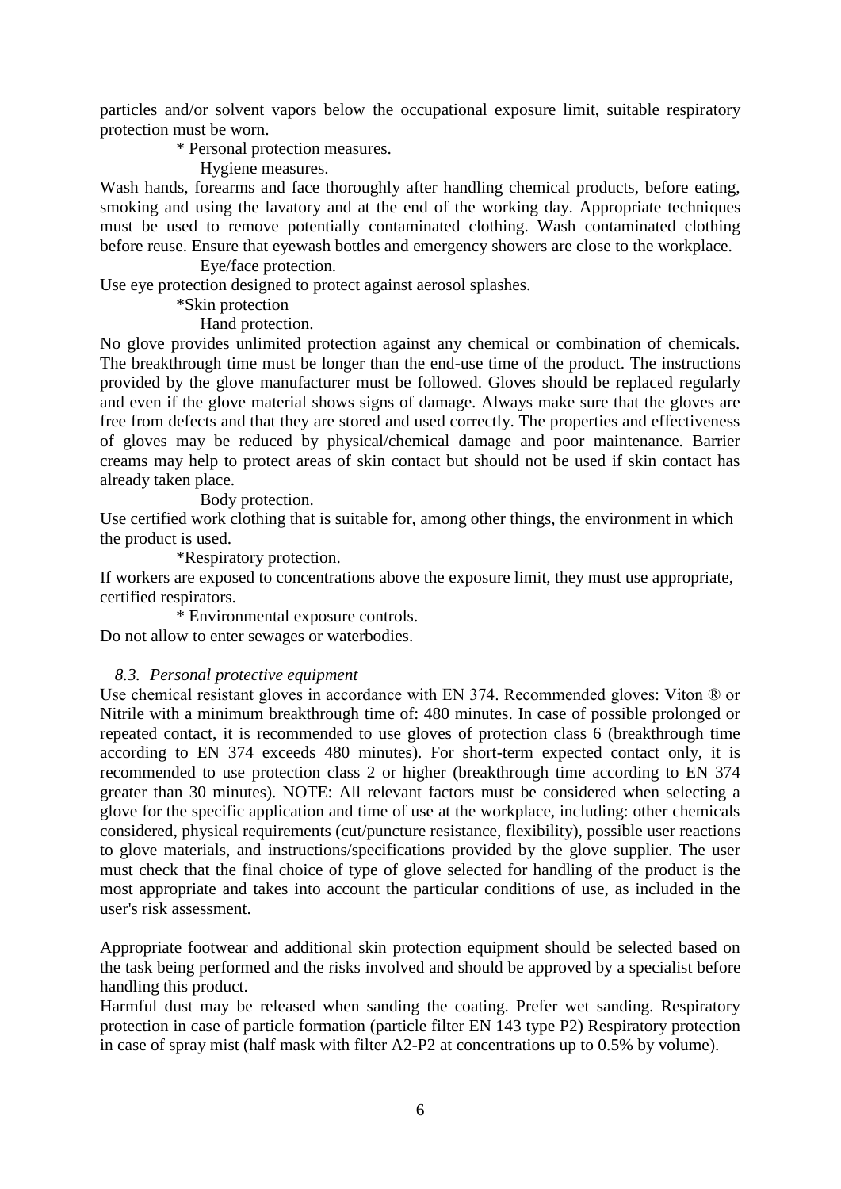particles and/or solvent vapors below the occupational exposure limit, suitable respiratory protection must be worn.

* Personal protection measures.

Hygiene measures.

Wash hands, forearms and face thoroughly after handling chemical products, before eating, smoking and using the lavatory and at the end of the working day. Appropriate techniques must be used to remove potentially contaminated clothing. Wash contaminated clothing before reuse. Ensure that eyewash bottles and emergency showers are close to the workplace.

Eye/face protection.

Use eye protection designed to protect against aerosol splashes.

*Skin protection

Hand protection.

No glove provides unlimited protection against any chemical or combination of chemicals. The breakthrough time must be longer than the end-use time of the product. The instructions provided by the glove manufacturer must be followed. Gloves should be replaced regularly and even if the glove material shows signs of damage. Always make sure that the gloves are free from defects and that they are stored and used correctly. The properties and effectiveness of gloves may be reduced by physical/chemical damage and poor maintenance. Barrier creams may help to protect areas of skin contact but should not be used if skin contact has already taken place.

Body protection.

Use certified work clothing that is suitable for, among other things, the environment in which the product is used.

*Respiratory protection.

If workers are exposed to concentrations above the exposure limit, they must use appropriate, certified respirators.

* Environmental exposure controls.

Do not allow to enter sewages or waterbodies.

*8.3. Personal protective equipment*

Use chemical resistant gloves in accordance with EN 374. Recommended gloves: Viton ® or Nitrile with a minimum breakthrough time of: 480 minutes. In case of possible prolonged or repeated contact, it is recommended to use gloves of protection class 6 (breakthrough time according to EN 374 exceeds 480 minutes). For short-term expected contact only, it is recommended to use protection class 2 or higher (breakthrough time according to EN 374 greater than 30 minutes). NOTE: All relevant factors must be considered when selecting a glove for the specific application and time of use at the workplace, including: other chemicals considered, physical requirements (cut/puncture resistance, flexibility), possible user reactions to glove materials, and instructions/specifications provided by the glove supplier. The user must check that the final choice of type of glove selected for handling of the product is the most appropriate and takes into account the particular conditions of use, as included in the user's risk assessment.

Appropriate footwear and additional skin protection equipment should be selected based on the task being performed and the risks involved and should be approved by a specialist before handling this product.

Harmful dust may be released when sanding the coating. Prefer wet sanding. Respiratory protection in case of particle formation (particle filter EN 143 type P2) Respiratory protection in case of spray mist (half mask with filter A2-P2 at concentrations up to 0.5% by volume).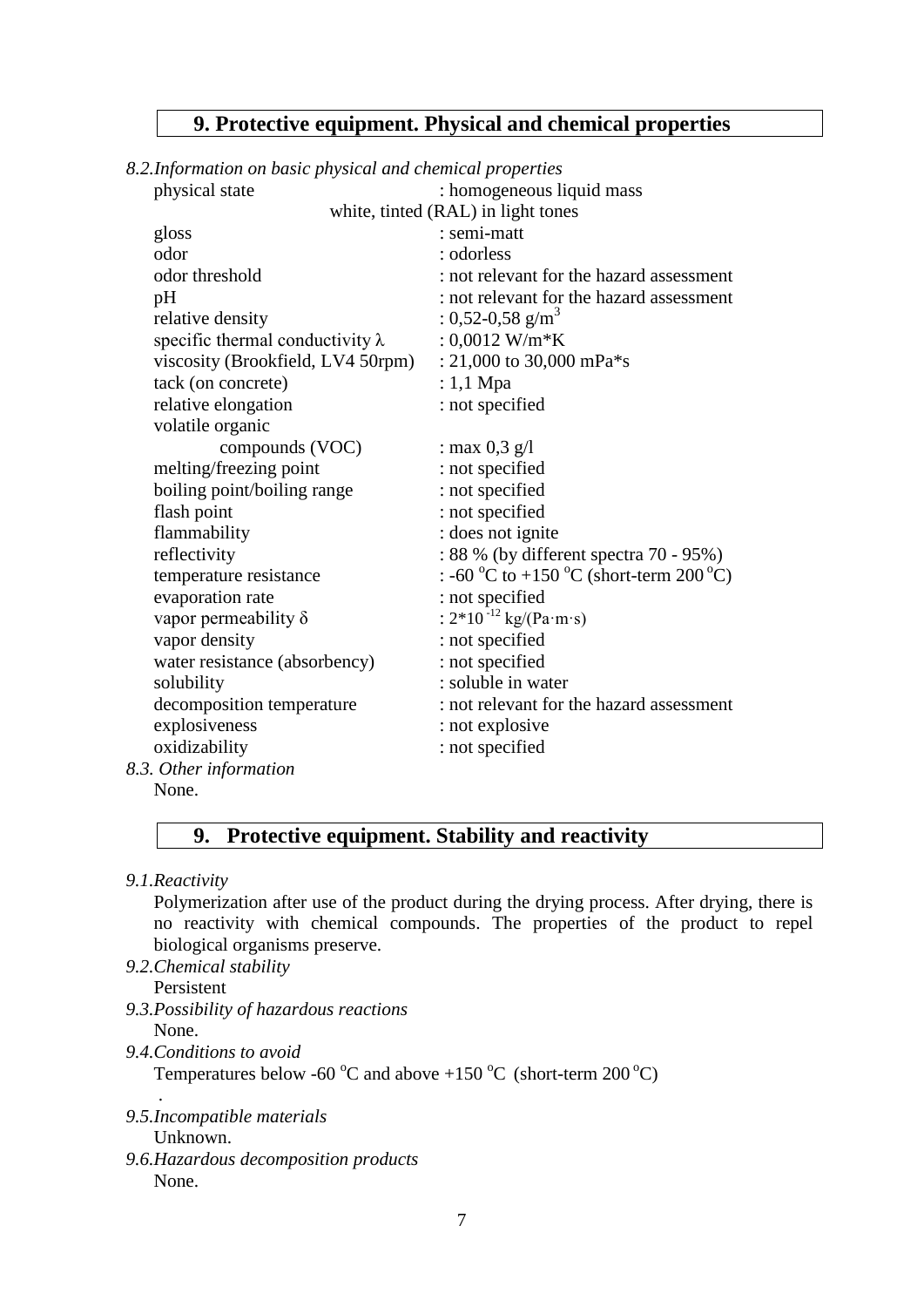## 9. Protective equipment. Physical and chemical properties

*8.2.Information on basic physical and chemical properties*

| | |
|---|---|
| physical state | : homogeneous liquid mass |
| | white, tinted (RAL) in light tones |
| gloss | : semi-matt |
| odor | : odorless |
| odor threshold | : not relevant for the hazard assessment |
| pH | : not relevant for the hazard assessment |
| relative density | : 0,52-0,58 g/m$^3$ |
| specific thermal conductivity $\lambda$ | : 0,0012 W/m*K |
| viscosity (Brookfield, LV4 50rpm) | : 21,000 to 30,000 mPa*s |
| tack (on concrete) | : 1,1 Mpa |
| relative elongation | : not specified |
| volatile organic compounds (VOC) | : max 0,3 g/l |
| melting/freezing point | : not specified |
| boiling point/boiling range | : not specified |
| flash point | : not specified |
| flammability | : does not ignite |
| reflectivity | : 88 % (by different spectra 70 - 95%) |
| temperature resistance | : -60 $^{o}$C to +150 $^{o}$C (short-term 200 $^{o}$C) |
| evaporation rate | : not specified |
| vapor permeability $\delta$ | : 2*10$^{-12}$ kg/(Pa·m·s) |
| vapor density | : not specified |
| water resistance (absorbency) | : not specified |
| solubility | : soluble in water |
| decomposition temperature | : not relevant for the hazard assessment |
| explosiveness | : not explosive |
| oxidizability | : not specified |

*8.3. Other information*

None.

## 9. Protective equipment. Stability and reactivity

*9.1.Reactivity*

Polymerization after use of the product during the drying process. After drying, there is no reactivity with chemical compounds. The properties of the product to repel biological organisms preserve.

*9.2.Chemical stability*

Persistent

*9.3.Possibility of hazardous reactions*

None.

*9.4.Conditions to avoid*

Temperatures below -60 $^{o}$C and above +150 $^{o}$C (short-term 200 $^{o}$C)

.

*9.5.Incompatible materials*

Unknown.

*9.6.Hazardous decomposition products*

None.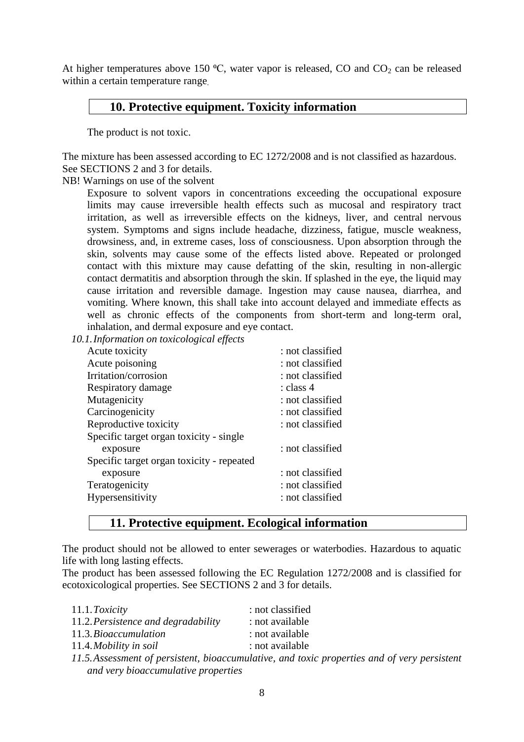At higher temperatures above 150 ºC, water vapor is released, CO and $CO_2$ can be released within a certain temperature range.

## 10. Protective equipment. Toxicity information

The product is not toxic.

The mixture has been assessed according to EC 1272/2008 and is not classified as hazardous. See SECTIONS 2 and 3 for details.

NB! Warnings on use of the solvent

Exposure to solvent vapors in concentrations exceeding the occupational exposure limits may cause irreversible health effects such as mucosal and respiratory tract irritation, as well as irreversible effects on the kidneys, liver, and central nervous system. Symptoms and signs include headache, dizziness, fatigue, muscle weakness, drowsiness, and, in extreme cases, loss of consciousness. Upon absorption through the skin, solvents may cause some of the effects listed above. Repeated or prolonged contact with this mixture may cause defatting of the skin, resulting in non-allergic contact dermatitis and absorption through the skin. If splashed in the eye, the liquid may cause irritation and reversible damage. Ingestion may cause nausea, diarrhea, and vomiting. Where known, this shall take into account delayed and immediate effects as well as chronic effects of the components from short-term and long-term oral, inhalation, and dermal exposure and eye contact.

*10.1. Information on toxicological effects*

| | |
|---|---|
| Acute toxicity | : not classified |
| Acute poisoning | : not classified |
| Irritation/corrosion | : not classified |
| Respiratory damage | : class 4 |
| Mutagenicity | : not classified |
| Carcinogenicity | : not classified |
| Reproductive toxicity | : not classified |
| Specific target organ toxicity - single exposure | : not classified |
| Specific target organ toxicity - repeated exposure | : not classified |
| Teratogenicity | : not classified |
| Hypersensitivity | : not classified |

## 11. Protective equipment. Ecological information

The product should not be allowed to enter sewerages or waterbodies. Hazardous to aquatic life with long lasting effects.

The product has been assessed following the EC Regulation 1272/2008 and is classified for ecotoxicological properties. See SECTIONS 2 and 3 for details.

| | |
|---|---|
| 11.1. *Toxicity* | : not classified |
| 11.2. *Persistence and degradability* | : not available |
| 11.3. *Bioaccumulation* | : not available |
| 11.4. *Mobility in soil* | : not available |

*11.5. Assessment of persistent, bioaccumulative, and toxic properties and of very persistent and very bioaccumulative properties*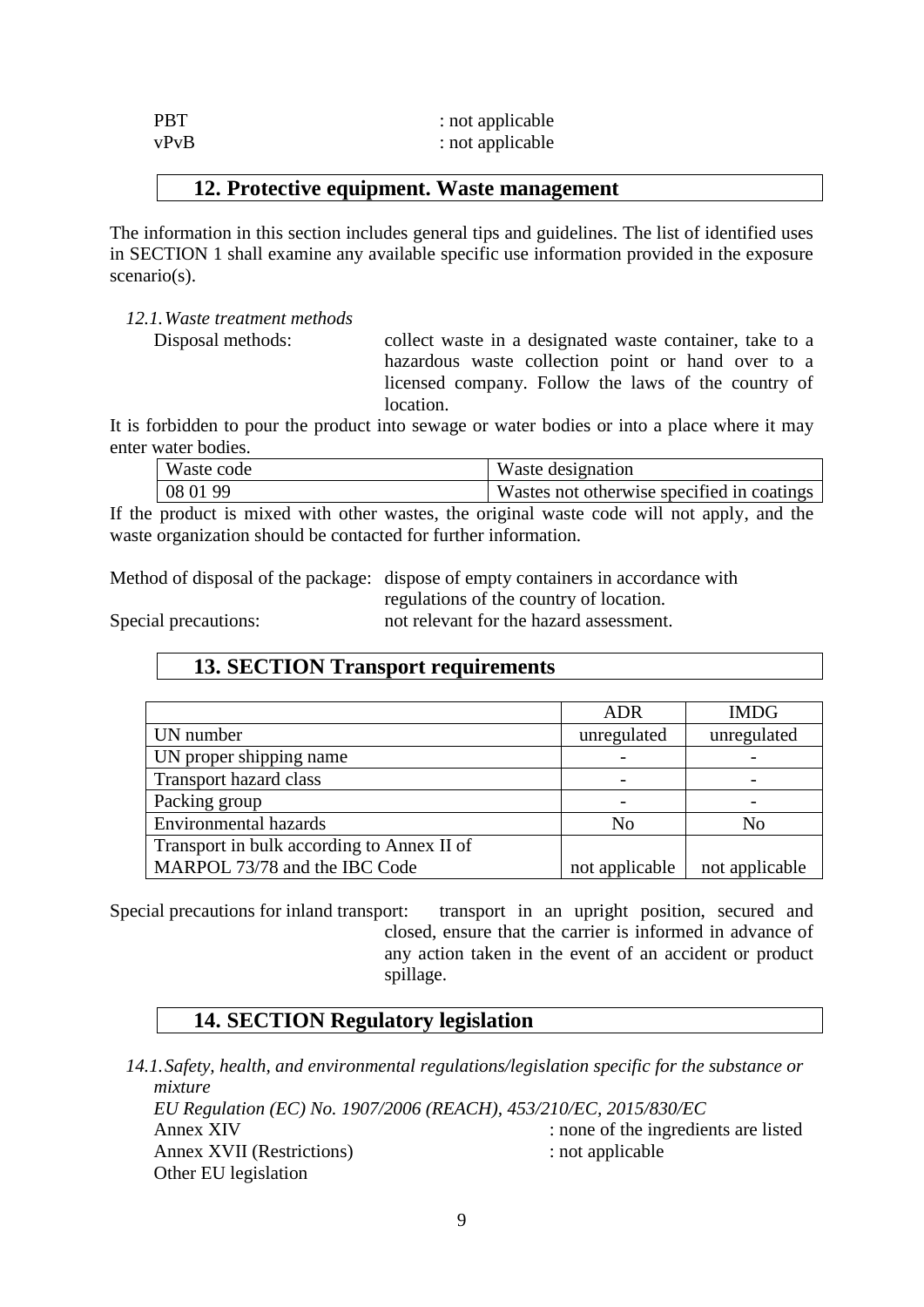PBT : not applicable
vPvB : not applicable

## 12. Protective equipment. Waste management

The information in this section includes general tips and guidelines. The list of identified uses in SECTION 1 shall examine any available specific use information provided in the exposure scenario(s).

*12.1. Waste treatment methods*

Disposal methods: collect waste in a designated waste container, take to a hazardous waste collection point or hand over to a licensed company. Follow the laws of the country of location.

It is forbidden to pour the product into sewage or water bodies or into a place where it may enter water bodies.

| Waste code | Waste designation |
|---|---|
| 08 01 99 | Wastes not otherwise specified in coatings |

If the product is mixed with other wastes, the original waste code will not apply, and the waste organization should be contacted for further information.

Method of disposal of the package: dispose of empty containers in accordance with regulations of the country of location.

Special precautions: not relevant for the hazard assessment.

## 13. SECTION Transport requirements

| | ADR | IMDG |
|---|---|---|
| UN number | unregulated | unregulated |
| UN proper shipping name | - | - |
| Transport hazard class | - | - |
| Packing group | - | - |
| Environmental hazards | No | No |
| Transport in bulk according to Annex II of MARPOL 73/78 and the IBC Code | not applicable | not applicable |

Special precautions for inland transport: transport in an upright position, secured and closed, ensure that the carrier is informed in advance of any action taken in the event of an accident or product spillage.

## 14. SECTION Regulatory legislation

*14.1. Safety, health, and environmental regulations/legislation specific for the substance or mixture*

*EU Regulation (EC) No. 1907/2006 (REACH), 453/210/EC, 2015/830/EC*

Annex XIV : none of the ingredients are listed
Annex XVII (Restrictions) : not applicable
Other EU legislation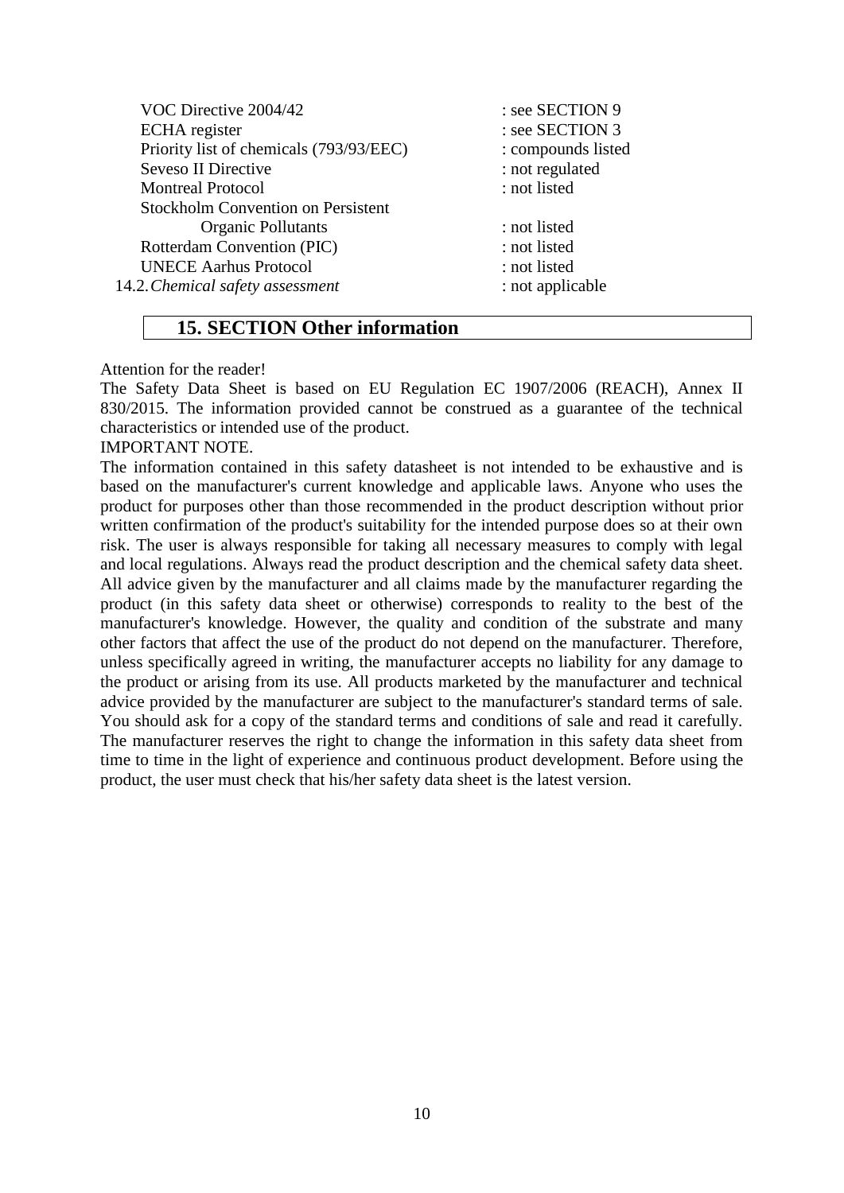| | |
|---|---|
| VOC Directive 2004/42 | : see SECTION 9 |
| ECHA register | : see SECTION 3 |
| Priority list of chemicals (793/93/EEC) | : compounds listed |
| Seveso II Directive | : not regulated |
| Montreal Protocol | : not listed |
| Stockholm Convention on Persistent Organic Pollutants | : not listed |
| Rotterdam Convention (PIC) | : not listed |
| UNECE Aarhus Protocol | : not listed |
| 14.2. *Chemical safety assessment* | : not applicable |

## 15. SECTION Other information

Attention for the reader!

The Safety Data Sheet is based on EU Regulation EC 1907/2006 (REACH), Annex II 830/2015. The information provided cannot be construed as a guarantee of the technical characteristics or intended use of the product.

IMPORTANT NOTE.

The information contained in this safety datasheet is not intended to be exhaustive and is based on the manufacturer's current knowledge and applicable laws. Anyone who uses the product for purposes other than those recommended in the product description without prior written confirmation of the product's suitability for the intended purpose does so at their own risk. The user is always responsible for taking all necessary measures to comply with legal and local regulations. Always read the product description and the chemical safety data sheet. All advice given by the manufacturer and all claims made by the manufacturer regarding the product (in this safety data sheet or otherwise) corresponds to reality to the best of the manufacturer's knowledge. However, the quality and condition of the substrate and many other factors that affect the use of the product do not depend on the manufacturer. Therefore, unless specifically agreed in writing, the manufacturer accepts no liability for any damage to the product or arising from its use. All products marketed by the manufacturer and technical advice provided by the manufacturer are subject to the manufacturer's standard terms of sale. You should ask for a copy of the standard terms and conditions of sale and read it carefully. The manufacturer reserves the right to change the information in this safety data sheet from time to time in the light of experience and continuous product development. Before using the product, the user must check that his/her safety data sheet is the latest version.